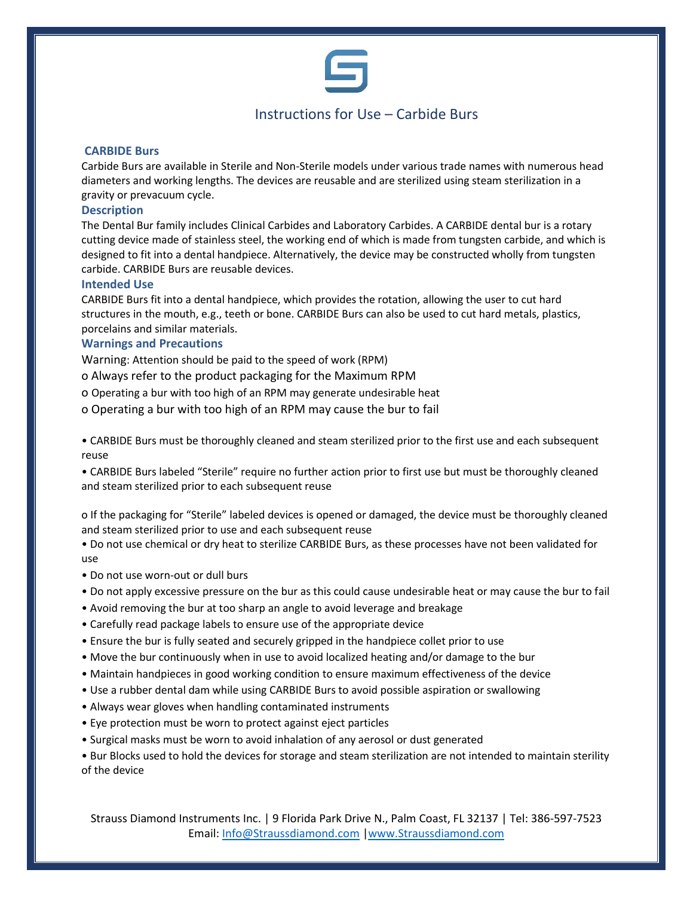# Instructions for Use – Carbide Burs

## CARBIDE Burs

Carbide Burs are available in Sterile and Non-Sterile models under various trade names with numerous head diameters and working lengths. The devices are reusable and are sterilized using steam sterilization in a gravity or prevacuum cycle.

## Description

The Dental Bur family includes Clinical Carbides and Laboratory Carbides. A CARBIDE dental bur is a rotary cutting device made of stainless steel, the working end of which is made from tungsten carbide, and which is designed to fit into a dental handpiece. Alternatively, the device may be constructed wholly from tungsten carbide. CARBIDE Burs are reusable devices.

## Intended Use

CARBIDE Burs fit into a dental handpiece, which provides the rotation, allowing the user to cut hard structures in the mouth, e.g., teeth or bone. CARBIDE Burs can also be used to cut hard metals, plastics, porcelains and similar materials.

## Warnings and Precautions

Warning: Attention should be paid to the speed of work (RPM)

- Always refer to the product packaging for the Maximum RPM
- Operating a bur with too high of an RPM may generate undesirable heat
- Operating a bur with too high of an RPM may cause the bur to fail

- CARBIDE Burs must be thoroughly cleaned and steam sterilized prior to the first use and each subsequent reuse
- CARBIDE Burs labeled "Sterile" require no further action prior to first use but must be thoroughly cleaned and steam sterilized prior to each subsequent reuse
  - If the packaging for "Sterile" labeled devices is opened or damaged, the device must be thoroughly cleaned and steam sterilized prior to use and each subsequent reuse
- Do not use chemical or dry heat to sterilize CARBIDE Burs, as these processes have not been validated for use
- Do not use worn-out or dull burs
- Do not apply excessive pressure on the bur as this could cause undesirable heat or may cause the bur to fail
- Avoid removing the bur at too sharp an angle to avoid leverage and breakage
- Carefully read package labels to ensure use of the appropriate device
- Ensure the bur is fully seated and securely gripped in the handpiece collet prior to use
- Move the bur continuously when in use to avoid localized heating and/or damage to the bur
- Maintain handpieces in good working condition to ensure maximum effectiveness of the device
- Use a rubber dental dam while using CARBIDE Burs to avoid possible aspiration or swallowing
- Always wear gloves when handling contaminated instruments
- Eye protection must be worn to protect against eject particles
- Surgical masks must be worn to avoid inhalation of any aerosol or dust generated
- Bur Blocks used to hold the devices for storage and steam sterilization are not intended to maintain sterility of the device

Strauss Diamond Instruments Inc. | 9 Florida Park Drive N., Palm Coast, FL 32137 | Tel: 386-597-7523
Email: Info@Straussdiamond.com | www.Straussdiamond.com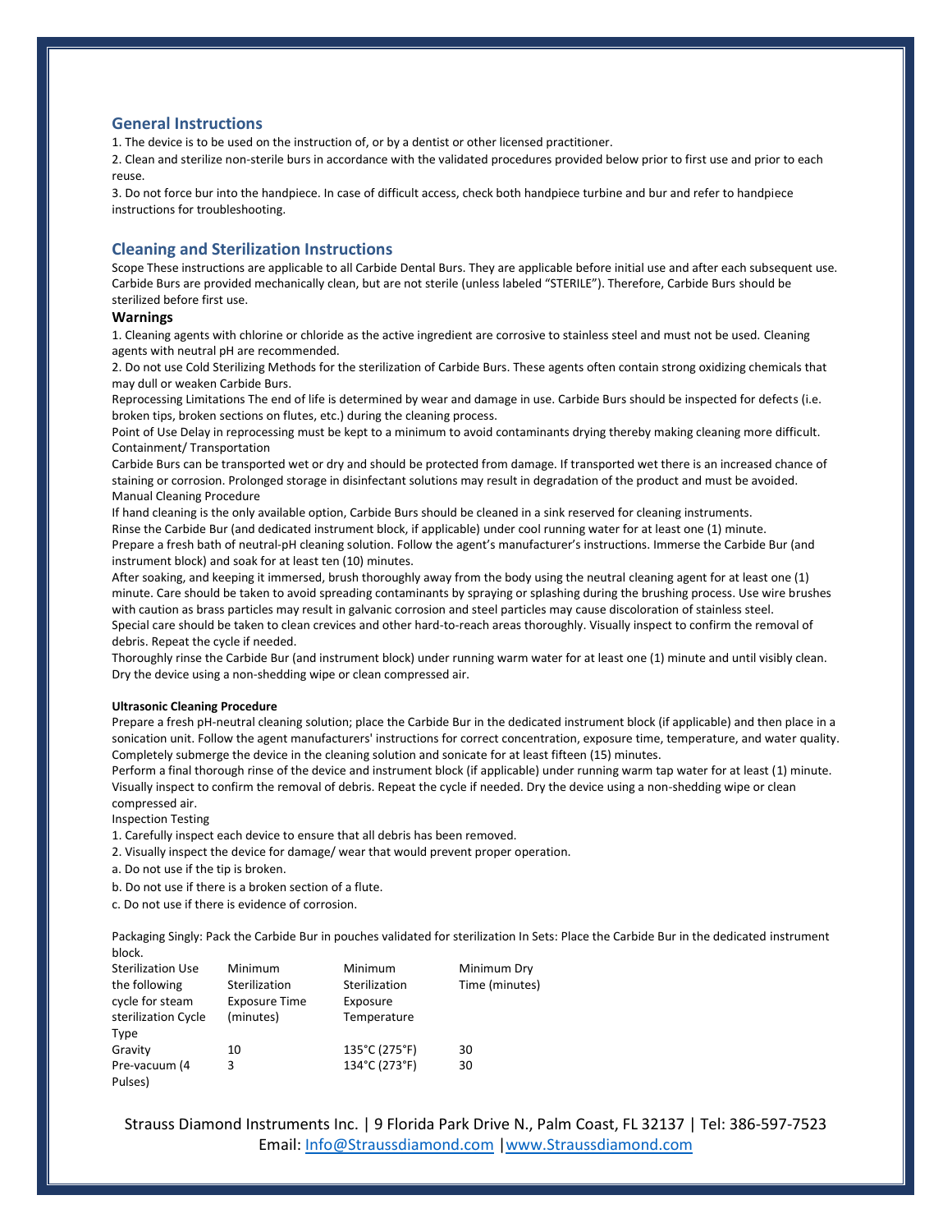## General Instructions

1. The device is to be used on the instruction of, or by a dentist or other licensed practitioner.
2. Clean and sterilize non-sterile burs in accordance with the validated procedures provided below prior to first use and prior to each reuse.
3. Do not force bur into the handpiece. In case of difficult access, check both handpiece turbine and bur and refer to handpiece instructions for troubleshooting.

## Cleaning and Sterilization Instructions

Scope These instructions are applicable to all Carbide Dental Burs. They are applicable before initial use and after each subsequent use. Carbide Burs are provided mechanically clean, but are not sterile (unless labeled "STERILE"). Therefore, Carbide Burs should be sterilized before first use.

### Warnings

1. Cleaning agents with chlorine or chloride as the active ingredient are corrosive to stainless steel and must not be used. Cleaning agents with neutral pH are recommended.
2. Do not use Cold Sterilizing Methods for the sterilization of Carbide Burs. These agents often contain strong oxidizing chemicals that may dull or weaken Carbide Burs.

Reprocessing Limitations The end of life is determined by wear and damage in use. Carbide Burs should be inspected for defects (i.e. broken tips, broken sections on flutes, etc.) during the cleaning process.

Point of Use Delay in reprocessing must be kept to a minimum to avoid contaminants drying thereby making cleaning more difficult.

Containment/ Transportation

Carbide Burs can be transported wet or dry and should be protected from damage. If transported wet there is an increased chance of staining or corrosion. Prolonged storage in disinfectant solutions may result in degradation of the product and must be avoided.

Manual Cleaning Procedure

If hand cleaning is the only available option, Carbide Burs should be cleaned in a sink reserved for cleaning instruments.

Rinse the Carbide Bur (and dedicated instrument block, if applicable) under cool running water for at least one (1) minute.

Prepare a fresh bath of neutral-pH cleaning solution. Follow the agent's manufacturer's instructions. Immerse the Carbide Bur (and instrument block) and soak for at least ten (10) minutes.

After soaking, and keeping it immersed, brush thoroughly away from the body using the neutral cleaning agent for at least one (1) minute. Care should be taken to avoid spreading contaminants by spraying or splashing during the brushing process. Use wire brushes with caution as brass particles may result in galvanic corrosion and steel particles may cause discoloration of stainless steel.

Special care should be taken to clean crevices and other hard-to-reach areas thoroughly. Visually inspect to confirm the removal of debris. Repeat the cycle if needed.

Thoroughly rinse the Carbide Bur (and instrument block) under running warm water for at least one (1) minute and until visibly clean. Dry the device using a non-shedding wipe or clean compressed air.

**Ultrasonic Cleaning Procedure**

Prepare a fresh pH-neutral cleaning solution; place the Carbide Bur in the dedicated instrument block (if applicable) and then place in a sonication unit. Follow the agent manufacturers' instructions for correct concentration, exposure time, temperature, and water quality. Completely submerge the device in the cleaning solution and sonicate for at least fifteen (15) minutes.

Perform a final thorough rinse of the device and instrument block (if applicable) under running warm tap water for at least (1) minute. Visually inspect to confirm the removal of debris. Repeat the cycle if needed. Dry the device using a non-shedding wipe or clean compressed air.

Inspection Testing

1. Carefully inspect each device to ensure that all debris has been removed.
2. Visually inspect the device for damage/ wear that would prevent proper operation.

a. Do not use if the tip is broken.

b. Do not use if there is a broken section of a flute.

c. Do not use if there is evidence of corrosion.

Packaging Singly: Pack the Carbide Bur in pouches validated for sterilization In Sets: Place the Carbide Bur in the dedicated instrument block.

| Sterilization Use the following cycle for steam sterilization Cycle Type | Minimum Sterilization Exposure Time (minutes) | Minimum Sterilization Exposure Temperature | Minimum Dry Time (minutes) |
|---|---|---|---|
| Gravity | 10 | 135°C (275°F) | 30 |
| Pre-vacuum (4 Pulses) | 3 | 134°C (273°F) | 30 |

Strauss Diamond Instruments Inc. | 9 Florida Park Drive N., Palm Coast, FL 32137 | Tel: 386-597-7523
Email: Info@Straussdiamond.com | www.Straussdiamond.com